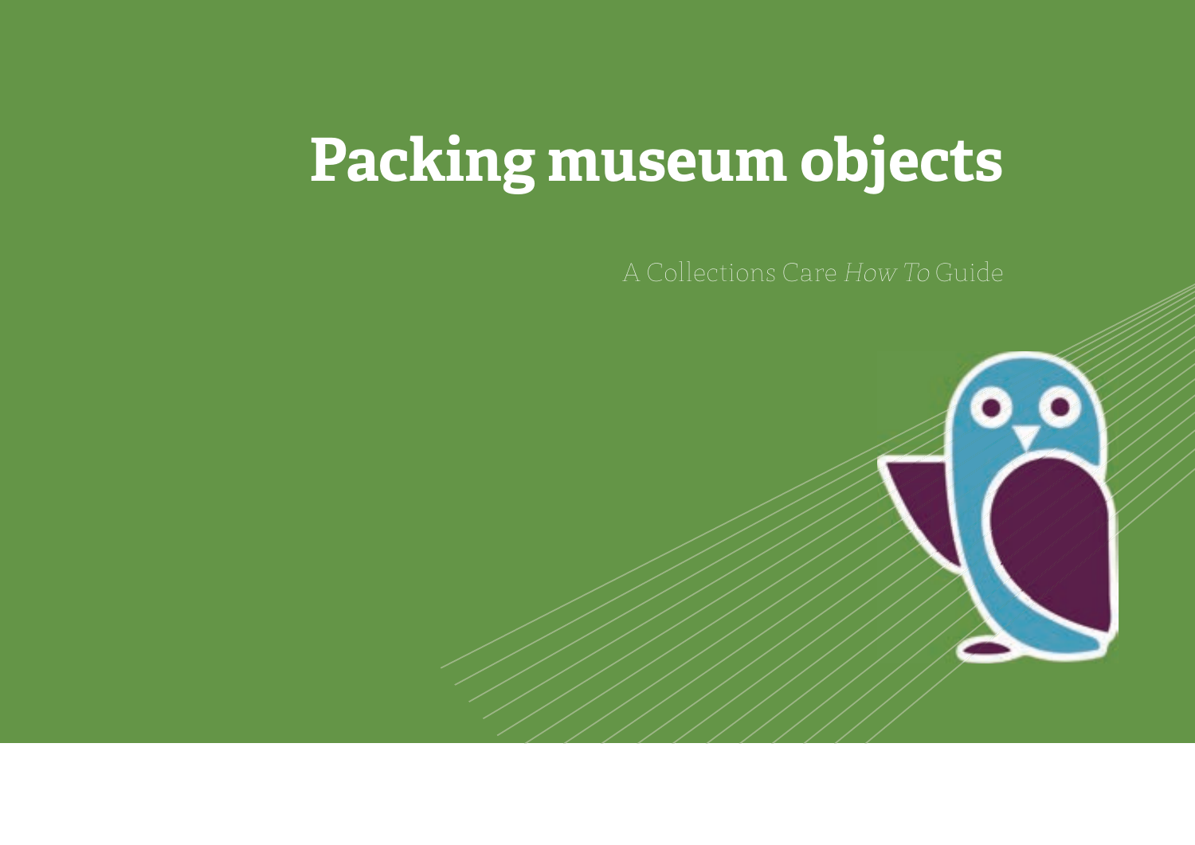# Packing museum objects

A Collections Care *How To* Guide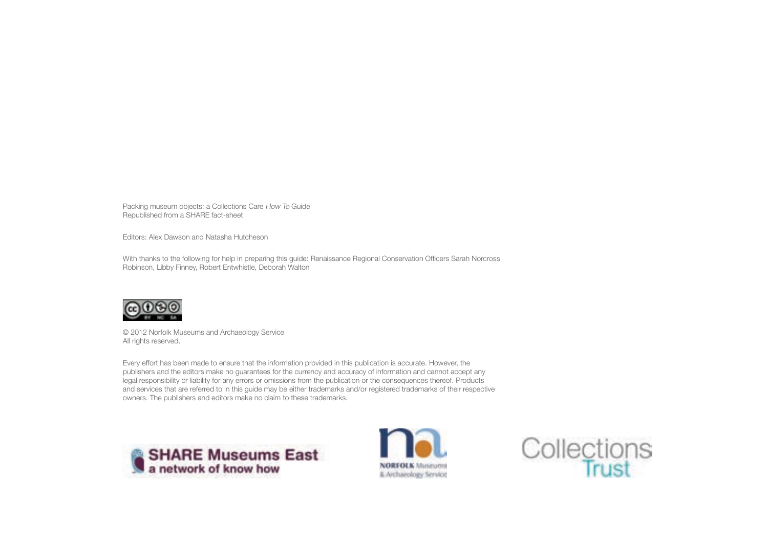Packing museum objects: a Collections Care *How To* Guide
Republished from a SHARE fact-sheet

Editors: Alex Dawson and Natasha Hutcheson

With thanks to the following for help in preparing this guide: Renaissance Regional Conservation Officers Sarah Norcross Robinson, Libby Finney, Robert Entwhistle, Deborah Walton

© 2012 Norfolk Museums and Archaeology Service
All rights reserved.

Every effort has been made to ensure that the information provided in this publication is accurate. However, the publishers and the editors make no guarantees for the currency and accuracy of information and cannot accept any legal responsibility or liability for any errors or omissions from the publication or the consequences thereof. Products and services that are referred to in this guide may be either trademarks and/or registered trademarks of their respective owners. The publishers and editors make no claim to these trademarks.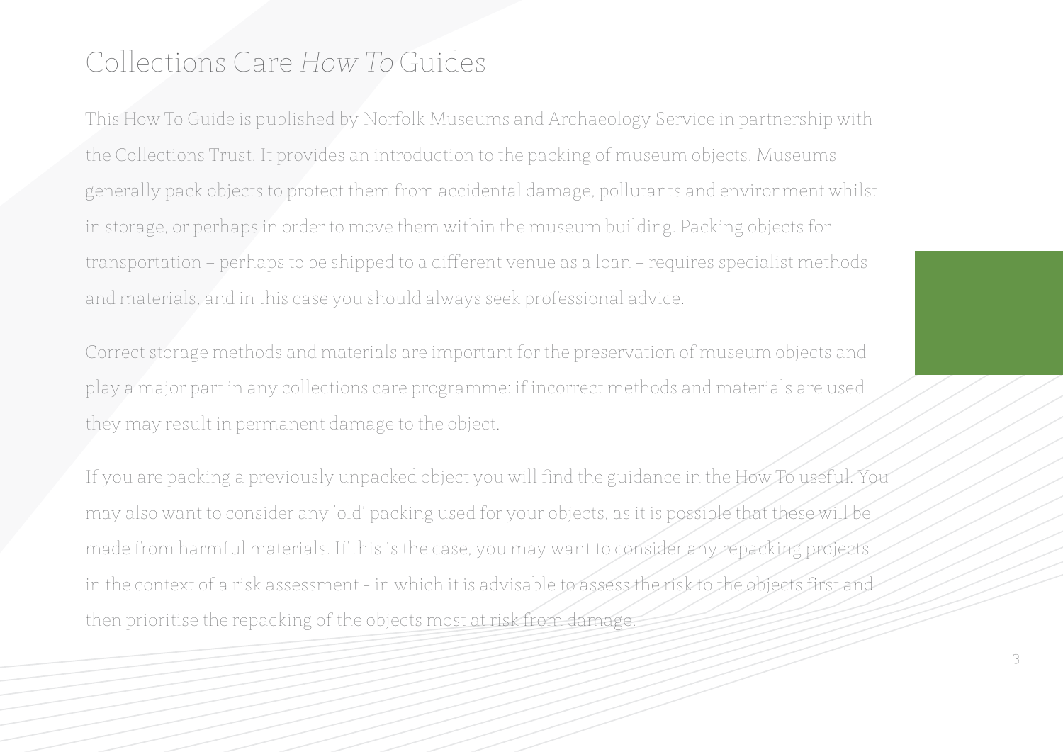# Collections Care *How To* Guides

This How To Guide is published by Norfolk Museums and Archaeology Service in partnership with the Collections Trust. It provides an introduction to the packing of museum objects. Museums generally pack objects to protect them from accidental damage, pollutants and environment whilst in storage, or perhaps in order to move them within the museum building. Packing objects for transportation – perhaps to be shipped to a different venue as a loan – requires specialist methods and materials, and in this case you should always seek professional advice.

Correct storage methods and materials are important for the preservation of museum objects and play a major part in any collections care programme: if incorrect methods and materials are used they may result in permanent damage to the object.

If you are packing a previously unpacked object you will find the guidance in the How To useful. You may also want to consider any 'old' packing used for your objects, as it is possible that these will be made from harmful materials. If this is the case, you may want to consider any repacking projects in the context of a risk assessment - in which it is advisable to assess the risk to the objects first and then prioritise the repacking of the objects most at risk from damage.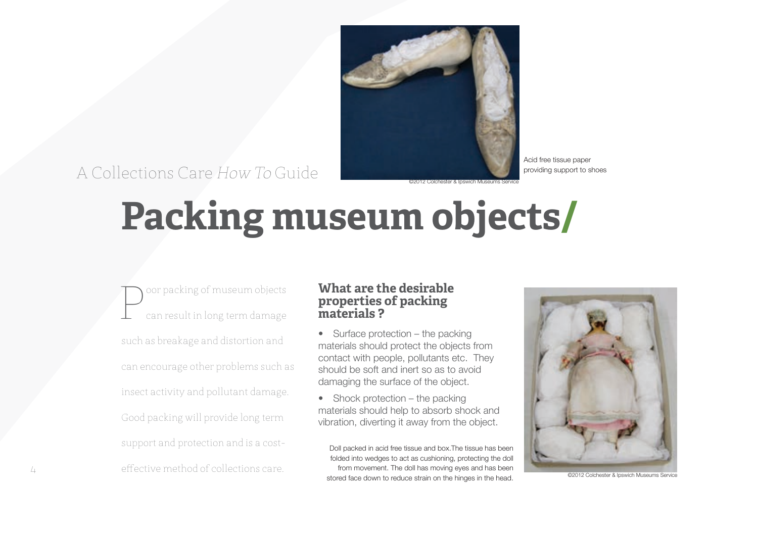Acid free tissue paper providing support to shoes

©2012 Colchester & Ipswich Museums Service

A Collections Care *How To* Guide

# Packing museum objects/

Poor packing of museum objects can result in long term damage such as breakage and distortion and can encourage other problems such as insect activity and pollutant damage. Good packing will provide long term support and protection and is a cost-effective method of collections care.

## What are the desirable properties of packing materials ?

- Surface protection – the packing materials should protect the objects from contact with people, pollutants etc. They should be soft and inert so as to avoid damaging the surface of the object.
- Shock protection – the packing materials should help to absorb shock and vibration, diverting it away from the object.

Doll packed in acid free tissue and box.The tissue has been folded into wedges to act as cushioning, protecting the doll from movement. The doll has moving eyes and has been stored face down to reduce strain on the hinges in the head.

©2012 Colchester & Ipswich Museums Service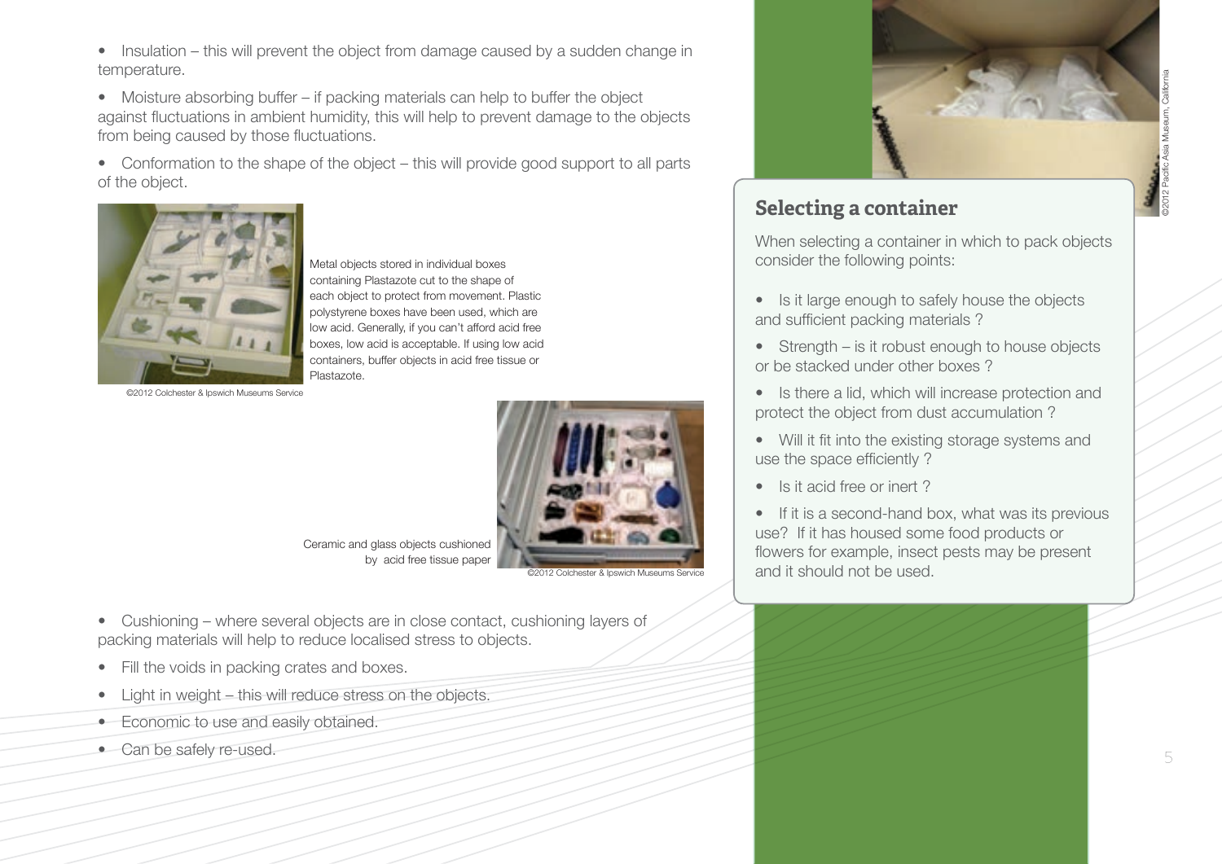- Insulation – this will prevent the object from damage caused by a sudden change in temperature.
- Moisture absorbing buffer – if packing materials can help to buffer the object against fluctuations in ambient humidity, this will help to prevent damage to the objects from being caused by those fluctuations.
- Conformation to the shape of the object – this will provide good support to all parts of the object.

Metal objects stored in individual boxes containing Plastazote cut to the shape of each object to protect from movement. Plastic polystyrene boxes have been used, which are low acid. Generally, if you can't afford acid free boxes, low acid is acceptable. If using low acid containers, buffer objects in acid free tissue or Plastazote.

©2012 Colchester & Ipswich Museums Service

Ceramic and glass objects cushioned by acid free tissue paper

©2012 Colchester & Ipswich Museums Service

- Cushioning – where several objects are in close contact, cushioning layers of packing materials will help to reduce localised stress to objects.
- Fill the voids in packing crates and boxes.
- Light in weight – this will reduce stress on the objects.
- Economic to use and easily obtained.
- Can be safely re-used.

©2012 Pacific Asia Museum, California

## Selecting a container

When selecting a container in which to pack objects consider the following points:

- Is it large enough to safely house the objects and sufficient packing materials ?
- Strength – is it robust enough to house objects or be stacked under other boxes ?
- Is there a lid, which will increase protection and protect the object from dust accumulation ?
- Will it fit into the existing storage systems and use the space efficiently ?
- Is it acid free or inert ?
- If it is a second-hand box, what was its previous use? If it has housed some food products or flowers for example, insect pests may be present and it should not be used.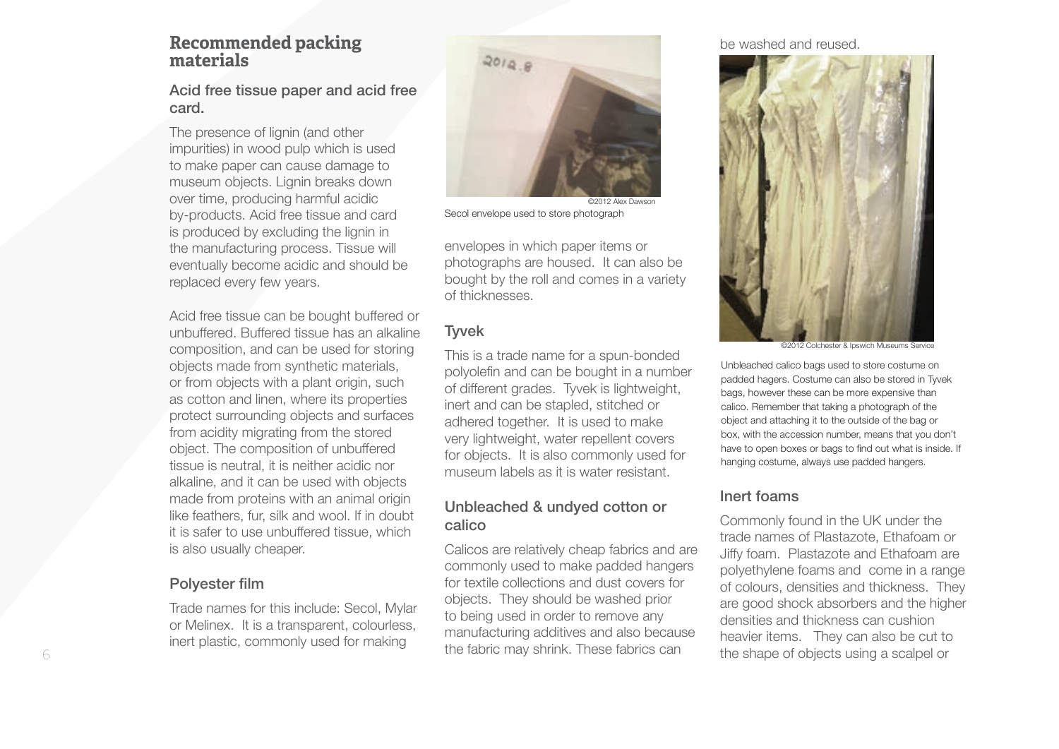## Recommended packing materials

### Acid free tissue paper and acid free card.

The presence of lignin (and other impurities) in wood pulp which is used to make paper can cause damage to museum objects. Lignin breaks down over time, producing harmful acidic by-products. Acid free tissue and card is produced by excluding the lignin in the manufacturing process. Tissue will eventually become acidic and should be replaced every few years.

Acid free tissue can be bought buffered or unbuffered. Buffered tissue has an alkaline composition, and can be used for storing objects made from synthetic materials, or from objects with a plant origin, such as cotton and linen, where its properties protect surrounding objects and surfaces from acidity migrating from the stored object. The composition of unbuffered tissue is neutral, it is neither acidic nor alkaline, and it can be used with objects made from proteins with an animal origin like feathers, fur, silk and wool. If in doubt it is safer to use unbuffered tissue, which is also usually cheaper.

### Polyester film

Trade names for this include: Secol, Mylar or Melinex. It is a transparent, colourless, inert plastic, commonly used for making envelopes in which paper items or photographs are housed. It can also be bought by the roll and comes in a variety of thicknesses.

©2012 Alex Dawson
Secol envelope used to store photograph

### Tyvek

This is a trade name for a spun-bonded polyolefin and can be bought in a number of different grades. Tyvek is lightweight, inert and can be stapled, stitched or adhered together. It is used to make very lightweight, water repellent covers for objects. It is also commonly used for museum labels as it is water resistant.

### Unbleached & undyed cotton or calico

Calicos are relatively cheap fabrics and are commonly used to make padded hangers for textile collections and dust covers for objects. They should be washed prior to being used in order to remove any manufacturing additives and also because the fabric may shrink. These fabrics can be washed and reused.

©2012 Colchester & Ipswich Museums Service
Unbleached calico bags used to store costume on padded hagers. Costume can also be stored in Tyvek bags, however these can be more expensive than calico. Remember that taking a photograph of the object and attaching it to the outside of the bag or box, with the accession number, means that you don't have to open boxes or bags to find out what is inside. If hanging costume, always use padded hangers.

### Inert foams

Commonly found in the UK under the trade names of Plastazote, Ethafoam or Jiffy foam. Plastazote and Ethafoam are polyethylene foams and come in a range of colours, densities and thickness. They are good shock absorbers and the higher densities and thickness can cushion heavier items. They can also be cut to the shape of objects using a scalpel or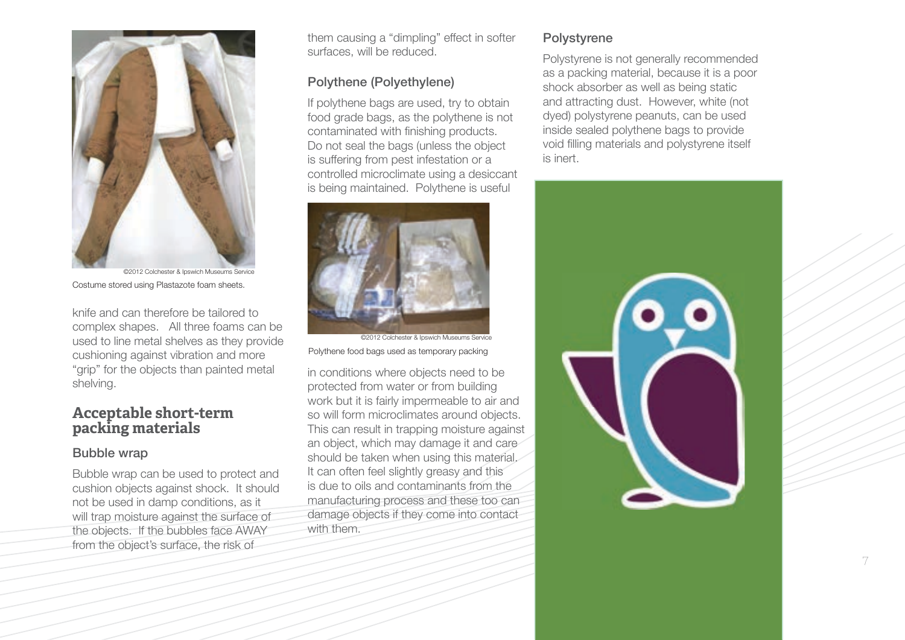©2012 Colchester & Ipswich Museums Service

Costume stored using Plastazote foam sheets.

knife and can therefore be tailored to complex shapes. All three foams can be used to line metal shelves as they provide cushioning against vibration and more "grip" for the objects than painted metal shelving.

## Acceptable short-term packing materials

### Bubble wrap

Bubble wrap can be used to protect and cushion objects against shock. It should not be used in damp conditions, as it will trap moisture against the surface of the objects. If the bubbles face AWAY from the object's surface, the risk of them causing a "dimpling" effect in softer surfaces, will be reduced.

### Polythene (Polyethylene)

If polythene bags are used, try to obtain food grade bags, as the polythene is not contaminated with finishing products. Do not seal the bags (unless the object is suffering from pest infestation or a controlled microclimate using a desiccant is being maintained. Polythene is useful in conditions where objects need to be protected from water or from building work but it is fairly impermeable to air and so will form microclimates around objects. This can result in trapping moisture against an object, which may damage it and care should be taken when using this material. It can often feel slightly greasy and this is due to oils and contaminants from the manufacturing process and these too can damage objects if they come into contact with them.

©2012 Colchester & Ipswich Museums Service

Polythene food bags used as temporary packing

### Polystyrene

Polystyrene is not generally recommended as a packing material, because it is a poor shock absorber as well as being static and attracting dust. However, white (not dyed) polystyrene peanuts, can be used inside sealed polythene bags to provide void filling materials and polystyrene itself is inert.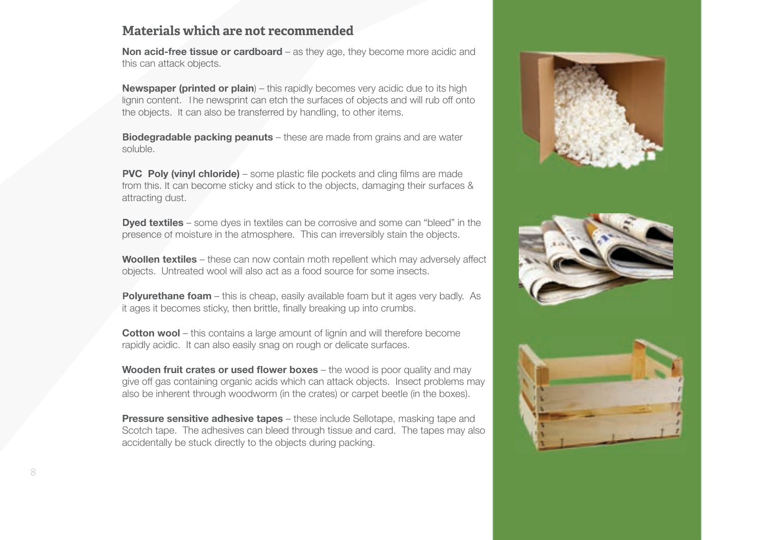## Materials which are not recommended

**Non acid-free tissue or cardboard** – as they age, they become more acidic and this can attack objects.

**Newspaper (printed or plain**) – this rapidly becomes very acidic due to its high lignin content. The newsprint can etch the surfaces of objects and will rub off onto the objects. It can also be transferred by handling, to other items.

**Biodegradable packing peanuts** – these are made from grains and are water soluble.

**PVC Poly (vinyl chloride)** – some plastic file pockets and cling films are made from this. It can become sticky and stick to the objects, damaging their surfaces & attracting dust.

**Dyed textiles** – some dyes in textiles can be corrosive and some can "bleed" in the presence of moisture in the atmosphere. This can irreversibly stain the objects.

**Woollen textiles** – these can now contain moth repellent which may adversely affect objects. Untreated wool will also act as a food source for some insects.

**Polyurethane foam** – this is cheap, easily available foam but it ages very badly. As it ages it becomes sticky, then brittle, finally breaking up into crumbs.

**Cotton wool** – this contains a large amount of lignin and will therefore become rapidly acidic. It can also easily snag on rough or delicate surfaces.

**Wooden fruit crates or used flower boxes** – the wood is poor quality and may give off gas containing organic acids which can attack objects. Insect problems may also be inherent through woodworm (in the crates) or carpet beetle (in the boxes).

**Pressure sensitive adhesive tapes** – these include Sellotape, masking tape and Scotch tape. The adhesives can bleed through tissue and card. The tapes may also accidentally be stuck directly to the objects during packing.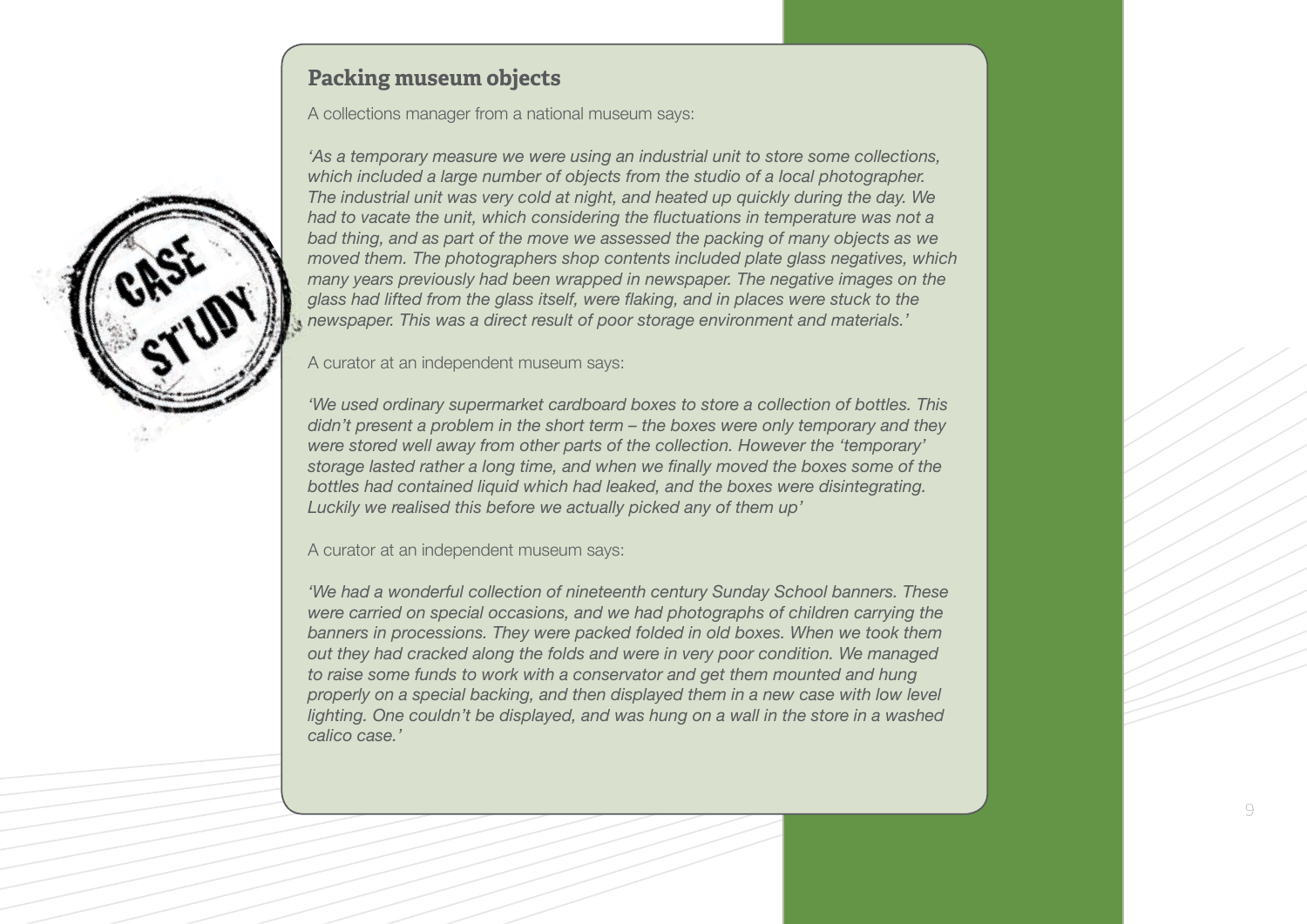## Packing museum objects

A collections manager from a national museum says:

*'As a temporary measure we were using an industrial unit to store some collections, which included a large number of objects from the studio of a local photographer. The industrial unit was very cold at night, and heated up quickly during the day. We had to vacate the unit, which considering the fluctuations in temperature was not a bad thing, and as part of the move we assessed the packing of many objects as we moved them. The photographers shop contents included plate glass negatives, which many years previously had been wrapped in newspaper. The negative images on the glass had lifted from the glass itself, were flaking, and in places were stuck to the newspaper. This was a direct result of poor storage environment and materials.'*

A curator at an independent museum says:

*'We used ordinary supermarket cardboard boxes to store a collection of bottles. This didn't present a problem in the short term – the boxes were only temporary and they were stored well away from other parts of the collection. However the 'temporary' storage lasted rather a long time, and when we finally moved the boxes some of the bottles had contained liquid which had leaked, and the boxes were disintegrating. Luckily we realised this before we actually picked any of them up'*

A curator at an independent museum says:

*'We had a wonderful collection of nineteenth century Sunday School banners. These were carried on special occasions, and we had photographs of children carrying the banners in processions. They were packed folded in old boxes. When we took them out they had cracked along the folds and were in very poor condition. We managed to raise some funds to work with a conservator and get them mounted and hung properly on a special backing, and then displayed them in a new case with low level lighting. One couldn't be displayed, and was hung on a wall in the store in a washed calico case.'*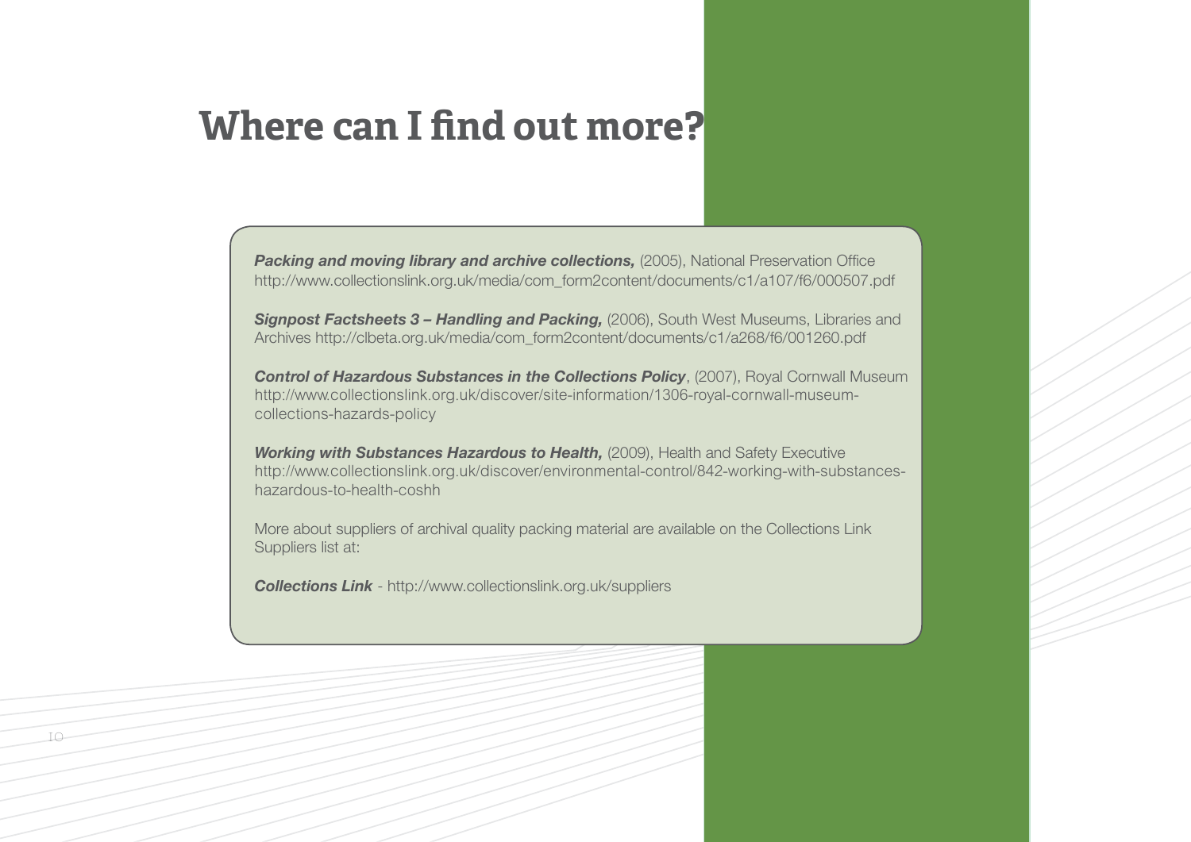# Where can I find out more?

***Packing and moving library and archive collections,*** (2005), National Preservation Office http://www.collectionslink.org.uk/media/com_form2content/documents/c1/a107/f6/000507.pdf

***Signpost Factsheets 3 – Handling and Packing,*** (2006), South West Museums, Libraries and Archives http://clbeta.org.uk/media/com_form2content/documents/c1/a268/f6/001260.pdf

***Control of Hazardous Substances in the Collections Policy***, (2007), Royal Cornwall Museum http://www.collectionslink.org.uk/discover/site-information/1306-royal-cornwall-museum-collections-hazards-policy

***Working with Substances Hazardous to Health,*** (2009), Health and Safety Executive http://www.collectionslink.org.uk/discover/environmental-control/842-working-with-substances-hazardous-to-health-coshh

More about suppliers of archival quality packing material are available on the Collections Link Suppliers list at:

***Collections Link*** - http://www.collectionslink.org.uk/suppliers